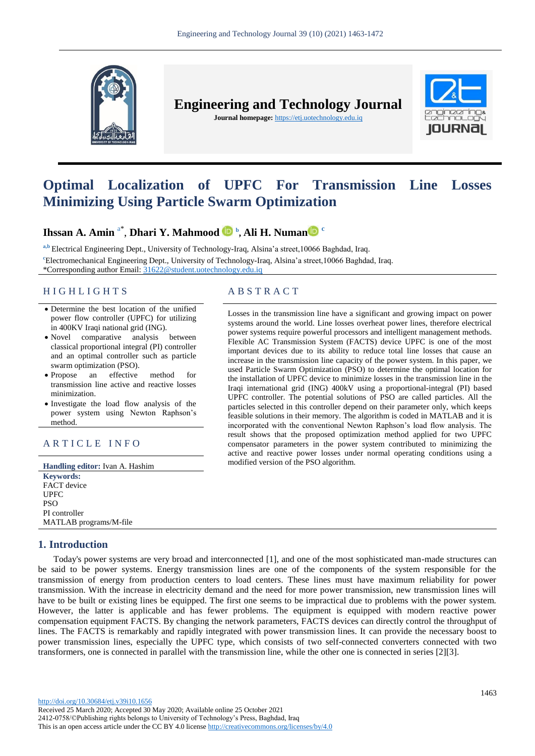# Optimal Localization of UPFC For Transmission Line Losses Minimizing Using Particle Swarm Optimization

**Ihssan A. Amin** [a*], **Dhari Y. Mahmood** [b], **Ali H. Numan** [c]

[a,b] Electrical Engineering Dept., University of Technology-Iraq, Alsina'a street,10066 Baghdad, Iraq.

[c] Electromechanical Engineering Dept., University of Technology-Iraq, Alsina'a street,10066 Baghdad, Iraq.

*Corresponding author Email: 31622@student.uotechnology.edu.iq

## HIGHLIGHTS

- Determine the best location of the unified power flow controller (UPFC) for utilizing in 400KV Iraqi national grid (ING).
- Novel comparative analysis between classical proportional integral (PI) controller and an optimal controller such as particle swarm optimization (PSO).
- Propose an effective method for transmission line active and reactive losses minimization.
- Investigate the load flow analysis of the power system using Newton Raphson's method.

## ARTICLE INFO

**Handling editor:** Ivan A. Hashim

**Keywords:**
FACT device
UPFC
PSO
PI controller
MATLAB programs/M-file

## ABSTRACT

Losses in the transmission line have a significant and growing impact on power systems around the world. Line losses overheat power lines, therefore electrical power systems require powerful processors and intelligent management methods. Flexible AC Transmission System (FACTS) device UPFC is one of the most important devices due to its ability to reduce total line losses that cause an increase in the transmission line capacity of the power system. In this paper, we used Particle Swarm Optimization (PSO) to determine the optimal location for the installation of UPFC device to minimize losses in the transmission line in the Iraqi international grid (ING) 400kV using a proportional-integral (PI) based UPFC controller. The potential solutions of PSO are called particles. All the particles selected in this controller depend on their parameter only, which keeps feasible solutions in their memory. The algorithm is coded in MATLAB and it is incorporated with the conventional Newton Raphson's load flow analysis. The result shows that the proposed optimization method applied for two UPFC compensator parameters in the power system contributed to minimizing the active and reactive power losses under normal operating conditions using a modified version of the PSO algorithm.

## 1. Introduction

Today's power systems are very broad and interconnected [1], and one of the most sophisticated man-made structures can be said to be power systems. Energy transmission lines are one of the components of the system responsible for the transmission of energy from production centers to load centers. These lines must have maximum reliability for power transmission. With the increase in electricity demand and the need for more power transmission, new transmission lines will have to be built or existing lines be equipped. The first one seems to be impractical due to problems with the power system. However, the latter is applicable and has fewer problems. The equipment is equipped with modern reactive power compensation equipment FACTS. By changing the network parameters, FACTS devices can directly control the throughput of lines. The FACTS is remarkably and rapidly integrated with power transmission lines. It can provide the necessary boost to power transmission lines, especially the UPFC type, which consists of two self-connected converters connected with two transformers, one is connected in parallel with the transmission line, while the other one is connected in series [2][3].

http://doi.org/10.30684/etj.v39i10.1656
Received 25 March 2020; Accepted 30 May 2020; Available online 25 October 2021
2412-0758/©Publishing rights belongs to University of Technology's Press, Baghdad, Iraq
This is an open access article under the CC BY 4.0 license http://creativecommons.org/licenses/by/4.0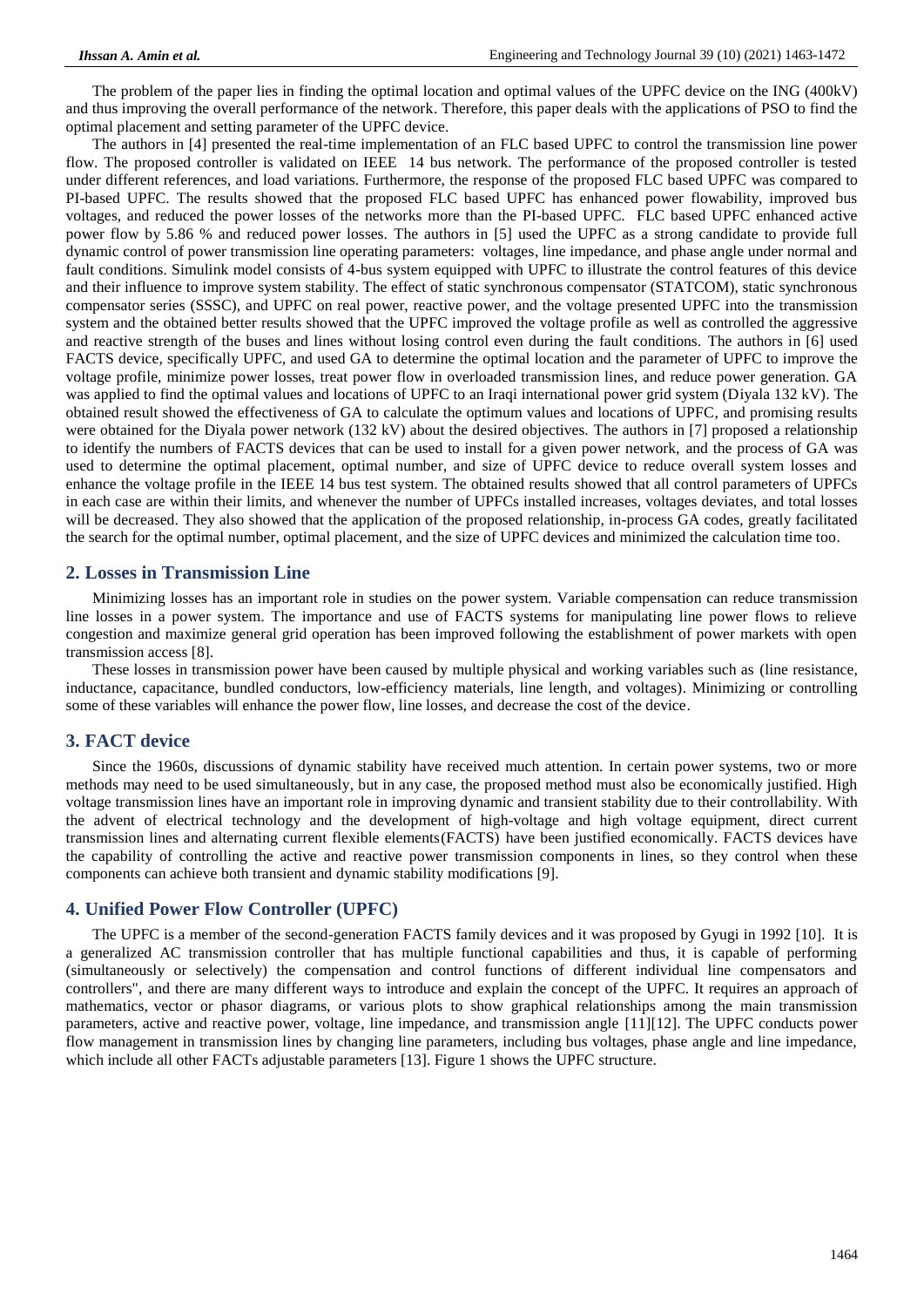The problem of the paper lies in finding the optimal location and optimal values of the UPFC device on the ING (400kV) and thus improving the overall performance of the network. Therefore, this paper deals with the applications of PSO to find the optimal placement and setting parameter of the UPFC device.

The authors in [4] presented the real-time implementation of an FLC based UPFC to control the transmission line power flow. The proposed controller is validated on IEEE 14 bus network. The performance of the proposed controller is tested under different references, and load variations. Furthermore, the response of the proposed FLC based UPFC was compared to PI-based UPFC. The results showed that the proposed FLC based UPFC has enhanced power flowability, improved bus voltages, and reduced the power losses of the networks more than the PI-based UPFC. FLC based UPFC enhanced active power flow by 5.86 % and reduced power losses. The authors in [5] used the UPFC as a strong candidate to provide full dynamic control of power transmission line operating parameters: voltages, line impedance, and phase angle under normal and fault conditions. Simulink model consists of 4-bus system equipped with UPFC to illustrate the control features of this device and their influence to improve system stability. The effect of static synchronous compensator (STATCOM), static synchronous compensator series (SSSC), and UPFC on real power, reactive power, and the voltage presented UPFC into the transmission system and the obtained better results showed that the UPFC improved the voltage profile as well as controlled the aggressive and reactive strength of the buses and lines without losing control even during the fault conditions. The authors in [6] used FACTS device, specifically UPFC, and used GA to determine the optimal location and the parameter of UPFC to improve the voltage profile, minimize power losses, treat power flow in overloaded transmission lines, and reduce power generation. GA was applied to find the optimal values and locations of UPFC to an Iraqi international power grid system (Diyala 132 kV). The obtained result showed the effectiveness of GA to calculate the optimum values and locations of UPFC, and promising results were obtained for the Diyala power network (132 kV) about the desired objectives. The authors in [7] proposed a relationship to identify the numbers of FACTS devices that can be used to install for a given power network, and the process of GA was used to determine the optimal placement, optimal number, and size of UPFC device to reduce overall system losses and enhance the voltage profile in the IEEE 14 bus test system. The obtained results showed that all control parameters of UPFCs in each case are within their limits, and whenever the number of UPFCs installed increases, voltages deviates, and total losses will be decreased. They also showed that the application of the proposed relationship, in-process GA codes, greatly facilitated the search for the optimal number, optimal placement, and the size of UPFC devices and minimized the calculation time too.

## 2. Losses in Transmission Line

Minimizing losses has an important role in studies on the power system. Variable compensation can reduce transmission line losses in a power system. The importance and use of FACTS systems for manipulating line power flows to relieve congestion and maximize general grid operation has been improved following the establishment of power markets with open transmission access [8].

These losses in transmission power have been caused by multiple physical and working variables such as (line resistance, inductance, capacitance, bundled conductors, low-efficiency materials, line length, and voltages). Minimizing or controlling some of these variables will enhance the power flow, line losses, and decrease the cost of the device.

## 3. FACT device

Since the 1960s, discussions of dynamic stability have received much attention. In certain power systems, two or more methods may need to be used simultaneously, but in any case, the proposed method must also be economically justified. High voltage transmission lines have an important role in improving dynamic and transient stability due to their controllability. With the advent of electrical technology and the development of high-voltage and high voltage equipment, direct current transmission lines and alternating current flexible elements(FACTS) have been justified economically. FACTS devices have the capability of controlling the active and reactive power transmission components in lines, so they control when these components can achieve both transient and dynamic stability modifications [9].

## 4. Unified Power Flow Controller (UPFC)

The UPFC is a member of the second-generation FACTS family devices and it was proposed by Gyugi in 1992 [10]. It is a generalized AC transmission controller that has multiple functional capabilities and thus, it is capable of performing (simultaneously or selectively) the compensation and control functions of different individual line compensators and controllers", and there are many different ways to introduce and explain the concept of the UPFC. It requires an approach of mathematics, vector or phasor diagrams, or various plots to show graphical relationships among the main transmission parameters, active and reactive power, voltage, line impedance, and transmission angle [11][12]. The UPFC conducts power flow management in transmission lines by changing line parameters, including bus voltages, phase angle and line impedance, which include all other FACTs adjustable parameters [13]. Figure 1 shows the UPFC structure.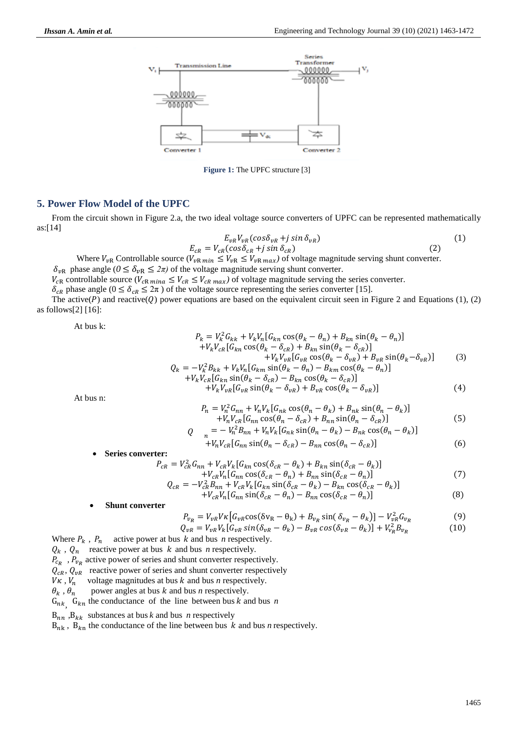Figure 1: The UPFC structure [3]

## 5. Power Flow Model of the UPFC

From the circuit shown in Figure 2.a, the two ideal voltage source converters of UPFC can be represented mathematically as:[14]

$$E_{vR} V_{vR}(cos\delta_{vR} + j\, sin\, \delta_{vR}) \tag{1}$$

$$E_{cR} = V_{cR}(cos\delta_{cR} + j\, sin\, \delta_{cR}) \tag{2}$$

Where $V_{vR}$ Controllable source ($V_{vR\,min} \leq V_{vR} \leq V_{vR\,max}$) of voltage magnitude serving shunt converter.

$\delta_{vR}$ phase angle ($0 \leq \delta_{vR} \leq 2\pi$) of the voltage magnitude serving shunt converter.

$V_{cR}$ controllable source ($V_{cR\,mina} \leq V_{cR} \leq V_{cR\,max}$) of voltage magnitude serving the series converter.

$\delta_{cR}$ phase angle ($0 \leq \delta_{cR} \leq 2\pi$ ) of the voltage source representing the series converter [15].

The active($P$) and reactive($Q$) power equations are based on the equivalent circuit seen in Figure 2 and Equations (1), (2) as follows[2] [16]:

At bus k:

$$\begin{aligned} P_k = V_k^2 G_{kk} + V_k V_n [G_{kn} \cos(\theta_k - \theta_n) + B_{kn} \sin(\theta_k - \theta_n)] \\ + V_k V_{cR} [G_{kn} \cos(\theta_k - \delta_{cR}) + B_{kn} \sin(\theta_k - \delta_{cR})] \\ + V_k V_{vR} [G_{vR} \cos(\theta_k - \delta_{vR}) + B_{vR} \sin(\theta_k - \delta_{vR})] \end{aligned} \tag{3}$$

$$\begin{aligned} Q_k = -V_k^2 B_{kk} + V_k V_n [G_{km} \sin(\theta_k - \theta_n) - B_{km} \cos(\theta_k - \theta_n)] \\ + V_k V_{cR} [G_{kn} \sin(\theta_k - \delta_{cR}) - B_{kn} \cos(\theta_k - \delta_{cR})] \\ + V_k V_{vR} [G_{vR} \sin(\theta_k - \delta_{vR}) + B_{vR} \cos(\theta_k - \delta_{vR})] \end{aligned} \tag{4}$$

At bus n:

$$\begin{aligned} P_n = V_n^2 G_{nn} + V_n V_k [G_{nk} \cos(\theta_n - \theta_k) + B_{nk} \sin(\theta_n - \theta_k)] \\ + V_n V_{cR} [G_{nn} \cos(\theta_n - \delta_{cR}) + B_{nn} \sin(\theta_n - \delta_{cR})] \end{aligned} \tag{5}$$

$$\begin{aligned} Q_n = -V_n^2 B_{nn} + V_n V_k [G_{nk} \sin(\theta_n - \theta_k) - B_{nk} \cos(\theta_n - \theta_k)] \\ + V_n V_{cR} [G_{nn} \sin(\theta_n - \delta_{cR}) - B_{nn} \cos(\theta_n - \delta_{cR})] \end{aligned} \tag{6}$$

- **Series converter:**

$$\begin{aligned} P_{cR} = V_{cR}^2 G_{nn} + V_{cR} V_k [G_{kn} \cos(\delta_{cR} - \theta_k) + B_{kn} \sin(\delta_{cR} - \theta_k)] \\ + V_{cR} V_n [G_{nn} \cos(\delta_{cR} - \theta_n) + B_{nn} \sin(\delta_{cR} - \theta_n)] \end{aligned} \tag{7}$$

$$\begin{aligned} Q_{cR} = -V_{cR}^2 B_{nn} + V_{cR} V_k [G_{kn} \sin(\delta_{cR} - \theta_k) - B_{kn} \cos(\delta_{cR} - \theta_k)] \\ + V_{cR} V_n [G_{nn} \sin(\delta_{cR} - \theta_n) - B_{nn} \cos(\delta_{cR} - \theta_n)] \end{aligned} \tag{8}$$

- **Shunt converter**

$$P_{v_R} = V_{vR} V\kappa \left[G_{vR} \cos(\delta v_R - \theta_k) + B_{v_R} \sin(\delta_{v_R} - \theta_k)\right] - V_{vR}^2 G_{v_R} \tag{9}$$

$$Q_{vR} = V_{vR} V_k [G_{vR}\, sin(\delta_{vR} - \theta_k) - B_{vR}\, cos(\delta_{vR} - \theta_k)] + V_{v_R}^2 B_{v_R} \tag{10}$$

Where $P_k$ , $P_n$ active power at bus $k$ and bus $n$ respectively.

$Q_k$ , $Q_n$ reactive power at bus $k$ and bus $n$ respectively.

$P_{c_R}$ , $P_{v_R}$ active power of series and shunt converter respectively.

$Q_{cR}$, $Q_{vR}$ reactive power of series and shunt converter respectively

$V\kappa$ , $V_n$ voltage magnitudes at bus $k$ and bus $n$ respectively.

$\theta_k$ , $\theta_n$ power angles at bus $k$ and bus $n$ respectively.

$G_{nk}$, $G_{kn}$ the conductance of the line between bus $k$ and bus $n$

$B_{nn}$ ,$B_{kk}$ substances at bus $k$ and bus $n$ respectively

$B_{nk}$ , $B_{kn}$ the conductance of the line between bus $k$ and bus $n$ respectively.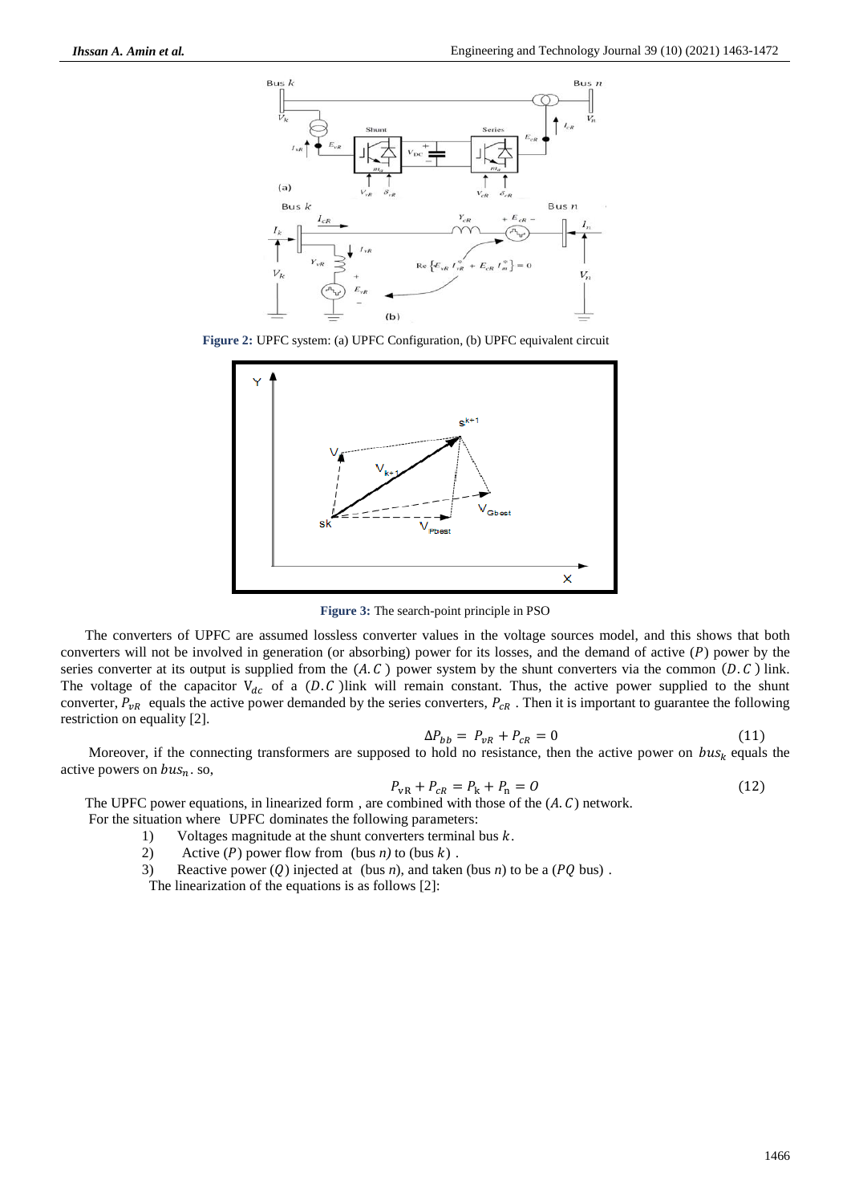Figure 2: UPFC system: (a) UPFC Configuration, (b) UPFC equivalent circuit

Figure 3: The search-point principle in PSO

The converters of UPFC are assumed lossless converter values in the voltage sources model, and this shows that both converters will not be involved in generation (or absorbing) power for its losses, and the demand of active ($P$) power by the series converter at its output is supplied from the ($A.C$) power system by the shunt converters via the common ($D.C$) link. The voltage of the capacitor $V_{dc}$ of a ($D.C$)link will remain constant. Thus, the active power supplied to the shunt converter, $P_{vR}$ equals the active power demanded by the series converters, $P_{cR}$ . Then it is important to guarantee the following restriction on equality [2].

$$\Delta P_{bb} = P_{vR} + P_{cR} = 0 \tag{11}$$

Moreover, if the connecting transformers are supposed to hold no resistance, then the active power on $bus_k$ equals the active powers on $bus_n$. so,

$$P_{vR} + P_{cR} = P_k + P_n = O \tag{12}$$

The UPFC power equations, in linearized form , are combined with those of the ($A.C$) network.

For the situation where UPFC dominates the following parameters:

1) Voltages magnitude at the shunt converters terminal bus $k$.
2) Active ($P$) power flow from (bus *n)* to (bus $k$) .
3) Reactive power ($Q$) injected at (bus *n*), and taken (bus *n*) to be a ($PQ$ bus) .

The linearization of the equations is as follows [2]: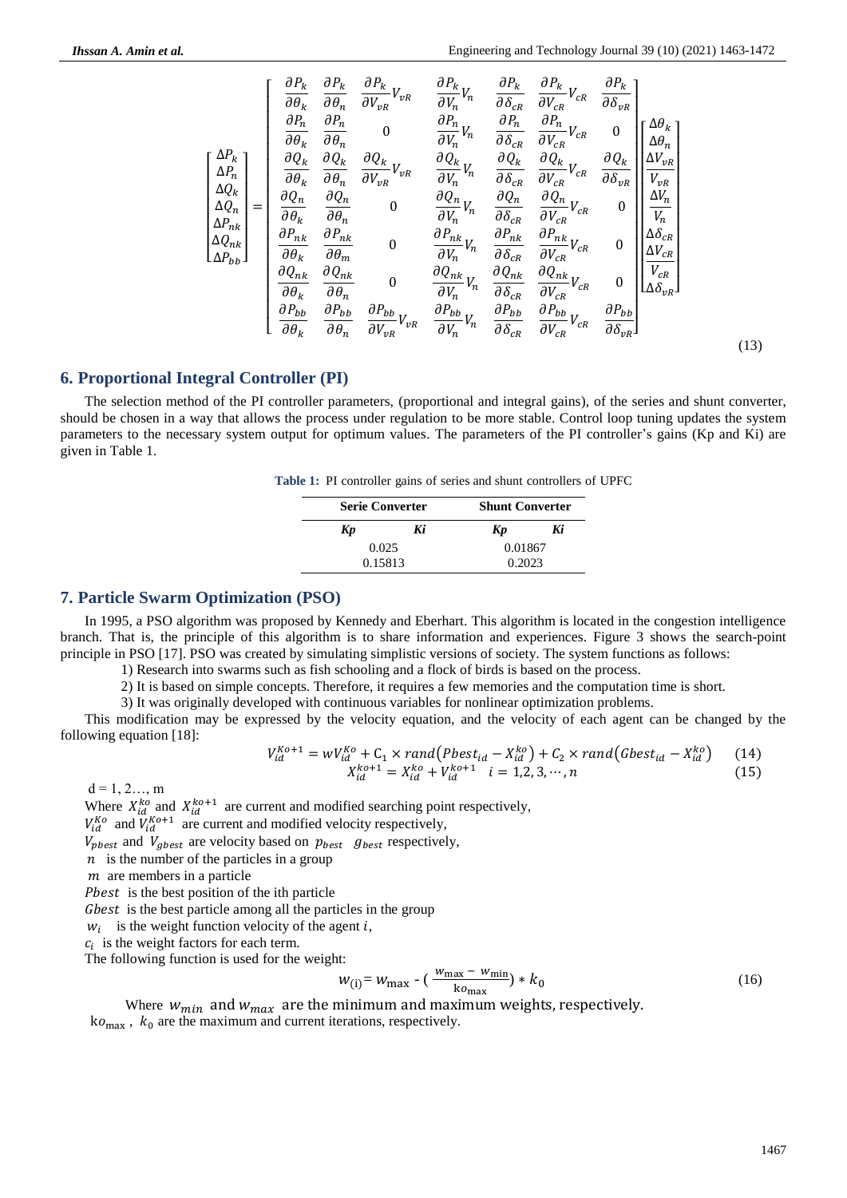$$
\begin{bmatrix} \Delta P_k \\ \Delta P_n \\ \Delta Q_k \\ \Delta Q_n \\ \Delta P_{nk} \\ \Delta Q_{nk} \\ \Delta P_{bb} \end{bmatrix} = \begin{bmatrix}
\frac{\partial P_k}{\partial \theta_k} & \frac{\partial P_k}{\partial \theta_n} & \frac{\partial P_k}{\partial V_{vR}} V_{vR} & \frac{\partial P_k}{\partial V_n} V_n & \frac{\partial P_k}{\partial \delta_{cR}} & \frac{\partial P_k}{\partial V_{cR}} V_{cR} & \frac{\partial P_k}{\partial \delta_{vR}} \\
\frac{\partial P_n}{\partial \theta_k} & \frac{\partial P_n}{\partial \theta_n} & 0 & \frac{\partial P_n}{\partial V_n} V_n & \frac{\partial P_n}{\partial \delta_{cR}} & \frac{\partial P_n}{\partial V_{cR}} V_{cR} & 0 \\
\frac{\partial Q_k}{\partial \theta_k} & \frac{\partial Q_k}{\partial \theta_n} & \frac{\partial Q_k}{\partial V_{vR}} V_{vR} & \frac{\partial Q_k}{\partial V_n} V_n & \frac{\partial Q_k}{\partial \delta_{cR}} & \frac{\partial Q_k}{\partial V_{cR}} V_{cR} & \frac{\partial Q_k}{\partial \delta_{vR}} \\
\frac{\partial Q_n}{\partial \theta_k} & \frac{\partial Q_n}{\partial \theta_n} & 0 & \frac{\partial Q_n}{\partial V_n} V_n & \frac{\partial Q_n}{\partial \delta_{cR}} & \frac{\partial Q_n}{\partial V_{cR}} V_{cR} & 0 \\
\frac{\partial P_{nk}}{\partial \theta_k} & \frac{\partial P_{nk}}{\partial \theta_m} & 0 & \frac{\partial P_{nk}}{\partial V_n} V_n & \frac{\partial P_{nk}}{\partial \delta_{cR}} & \frac{\partial P_{nk}}{\partial V_{cR}} V_{cR} & 0 \\
\frac{\partial Q_{nk}}{\partial \theta_k} & \frac{\partial Q_{nk}}{\partial \theta_n} & 0 & \frac{\partial Q_{nk}}{\partial V_n} V_n & \frac{\partial Q_{nk}}{\partial \delta_{cR}} & \frac{\partial Q_{nk}}{\partial V_{cR}} V_{cR} & 0 \\
\frac{\partial P_{bb}}{\partial \theta_k} & \frac{\partial P_{bb}}{\partial \theta_n} & \frac{\partial P_{bb}}{\partial V_{vR}} V_{vR} & \frac{\partial P_{bb}}{\partial V_n} V_n & \frac{\partial P_{bb}}{\partial \delta_{cR}} & \frac{\partial P_{bb}}{\partial V_{cR}} V_{cR} & \frac{\partial P_{bb}}{\partial \delta_{vR}}
\end{bmatrix} \begin{bmatrix} \Delta \theta_k \\ \Delta \theta_n \\ \frac{\Delta V_{vR}}{V_{vR}} \\ \frac{\Delta V_n}{V_n} \\ \Delta \delta_{cR} \\ \frac{\Delta V_{cR}}{V_{cR}} \\ \Delta \delta_{vR} \end{bmatrix} \tag{13}
$$

## 6. Proportional Integral Controller (PI)

The selection method of the PI controller parameters, (proportional and integral gains), of the series and shunt converter, should be chosen in a way that allows the process under regulation to be more stable. Control loop tuning updates the system parameters to the necessary system output for optimum values. The parameters of the PI controller's gains (Kp and Ki) are given in Table 1.

**Table 1:** PI controller gains of series and shunt controllers of UPFC

| Serie Converter | | Shunt Converter | |
|---|---|---|---|
| *Kp* | *Ki* | *Kp* | *Ki* |
| 0.025 | | 0.01867 | |
| 0.15813 | | 0.2023 | |

## 7. Particle Swarm Optimization (PSO)

In 1995, a PSO algorithm was proposed by Kennedy and Eberhart. This algorithm is located in the congestion intelligence branch. That is, the principle of this algorithm is to share information and experiences. Figure 3 shows the search-point principle in PSO [17]. PSO was created by simulating simplistic versions of society. The system functions as follows:

1) Research into swarms such as fish schooling and a flock of birds is based on the process.
2) It is based on simple concepts. Therefore, it requires a few memories and the computation time is short.
3) It was originally developed with continuous variables for nonlinear optimization problems.

This modification may be expressed by the velocity equation, and the velocity of each agent can be changed by the following equation [18]:

$$V_{id}^{Ko+1} = wV_{id}^{Ko} + C_1 \times rand\left(Pbest_{id} - X_{id}^{ko}\right) + C_2 \times rand\left(Gbest_{id} - X_{id}^{ko}\right) \tag{14}$$

$$X_{id}^{ko+1} = X_{id}^{ko} + V_{id}^{ko+1} \quad i = 1,2,3,\cdots,n \tag{15}$$

$d = 1, 2\ldots, m$

Where $X_{id}^{ko}$ and $X_{id}^{ko+1}$ are current and modified searching point respectively,
$V_{id}^{Ko}$ and $V_{id}^{Ko+1}$ are current and modified velocity respectively,
$V_{pbest}$ and $V_{gbest}$ are velocity based on $p_{best}$ $g_{best}$ respectively,
$n$ is the number of the particles in a group
$m$ are members in a particle
$Pbest$ is the best position of the ith particle
$Gbest$ is the best particle among all the particles in the group
$w_i$ is the weight function velocity of the agent $i$,
$c_i$ is the weight factors for each term.

The following function is used for the weight:

$$w_{(i)} = w_{\max} - \left(\frac{w_{\max} - w_{\min}}{ko_{\max}}\right) * k_0 \tag{16}$$

Where $w_{min}$ and $w_{max}$ are the minimum and maximum weights, respectively.
$ko_{\max}$, $k_0$ are the maximum and current iterations, respectively.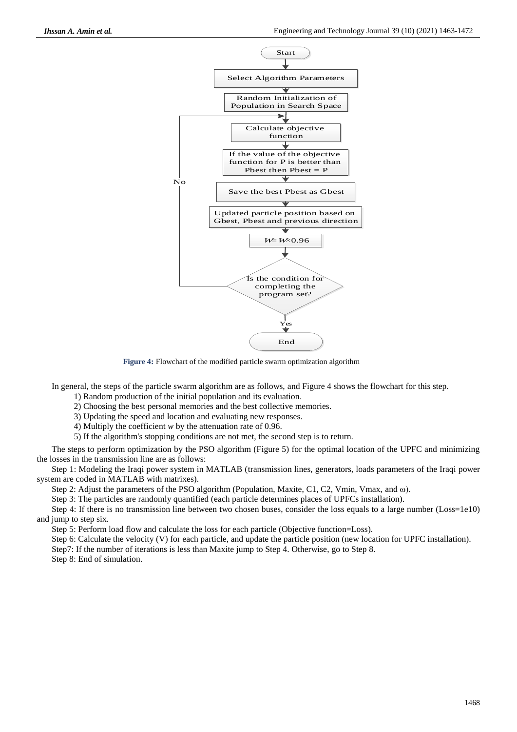Figure 4: Flowchart of the modified particle swarm optimization algorithm

In general, the steps of the particle swarm algorithm are as follows, and Figure 4 shows the flowchart for this step.

1) Random production of the initial population and its evaluation.
2) Choosing the best personal memories and the best collective memories.
3) Updating the speed and location and evaluating new responses.
4) Multiply the coefficient $w$ by the attenuation rate of 0.96.
5) If the algorithm's stopping conditions are not met, the second step is to return.

The steps to perform optimization by the PSO algorithm (Figure 5) for the optimal location of the UPFC and minimizing the losses in the transmission line are as follows:

Step 1: Modeling the Iraqi power system in MATLAB (transmission lines, generators, loads parameters of the Iraqi power system are coded in MATLAB with matrixes).

Step 2: Adjust the parameters of the PSO algorithm (Population, Maxite, C1, C2, Vmin, Vmax, and ω).

Step 3: The particles are randomly quantified (each particle determines places of UPFCs installation).

Step 4: If there is no transmission line between two chosen buses, consider the loss equals to a large number (Loss=1e10) and jump to step six.

Step 5: Perform load flow and calculate the loss for each particle (Objective function=Loss).

Step 6: Calculate the velocity (V) for each particle, and update the particle position (new location for UPFC installation).

Step7: If the number of iterations is less than Maxite jump to Step 4. Otherwise, go to Step 8.

Step 8: End of simulation.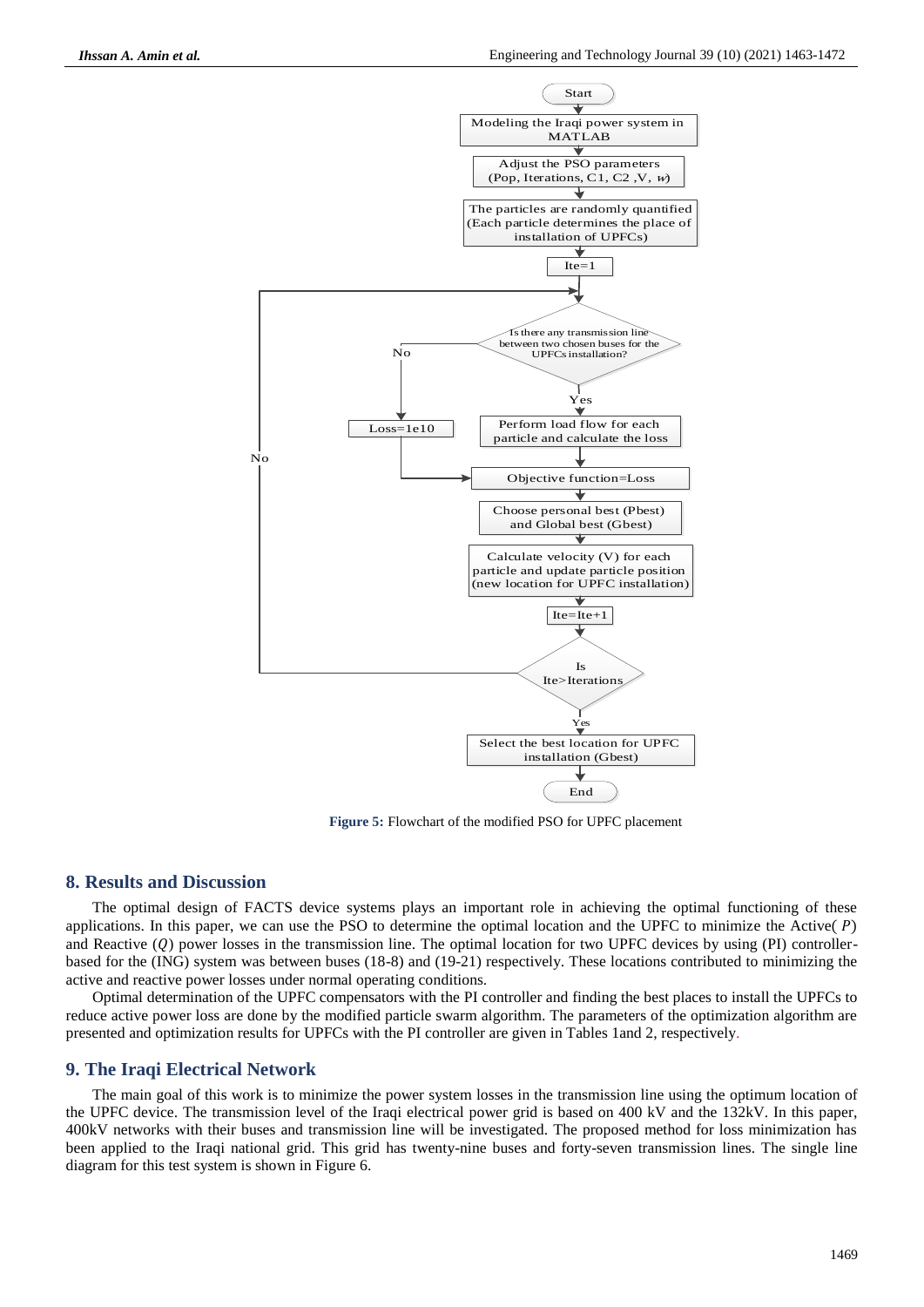Start

Modeling the Iraqi power system in MATLAB

Adjust the PSO parameters (Pop, Iterations, C1, C2 ,V, *w*)

The particles are randomly quantified (Each particle determines the place of installation of UPFCs)

Ite=1

Is there any transmission line between two chosen buses for the UPFCs installation?

No → Loss=1e10

Yes → Perform load flow for each particle and calculate the loss

Objective function=Loss

Choose personal best (Pbest) and Global best (Gbest)

Calculate velocity (V) for each particle and update particle position (new location for UPFC installation)

Ite=Ite+1

Is Ite>Iterations

No → return to transmission line check

Yes → Select the best location for UPFC installation (Gbest)

End

**Figure 5:** Flowchart of the modified PSO for UPFC placement

## 8. Results and Discussion

The optimal design of FACTS device systems plays an important role in achieving the optimal functioning of these applications. In this paper, we can use the PSO to determine the optimal location and the UPFC to minimize the Active( $P$) and Reactive ($Q$) power losses in the transmission line. The optimal location for two UPFC devices by using (PI) controller-based for the (ING) system was between buses (18-8) and (19-21) respectively. These locations contributed to minimizing the active and reactive power losses under normal operating conditions.

Optimal determination of the UPFC compensators with the PI controller and finding the best places to install the UPFCs to reduce active power loss are done by the modified particle swarm algorithm. The parameters of the optimization algorithm are presented and optimization results for UPFCs with the PI controller are given in Tables 1and 2, respectively.

## 9. The Iraqi Electrical Network

The main goal of this work is to minimize the power system losses in the transmission line using the optimum location of the UPFC device. The transmission level of the Iraqi electrical power grid is based on 400 kV and the 132kV. In this paper, 400kV networks with their buses and transmission line will be investigated. The proposed method for loss minimization has been applied to the Iraqi national grid. This grid has twenty-nine buses and forty-seven transmission lines. The single line diagram for this test system is shown in Figure 6.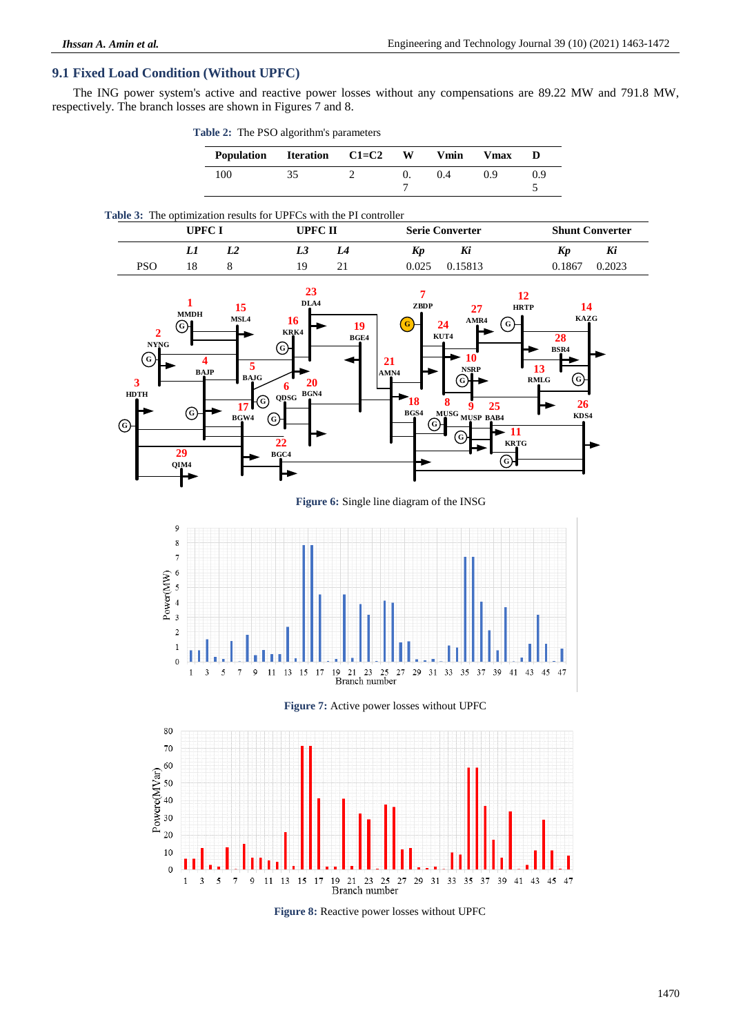### 9.1 Fixed Load Condition (Without UPFC)

The ING power system's active and reactive power losses without any compensations are 89.22 MW and 791.8 MW, respectively. The branch losses are shown in Figures 7 and 8.

**Table 2:** The PSO algorithm's parameters

| Population | Iteration | C1=C2 | W | Vmin | Vmax | D |
|---|---|---|---|---|---|---|
| 100 | 35 | 2 | 0.7 | 0.4 | 0.9 | 0.95 |

**Table 3:** The optimization results for UPFCs with the PI controller

| | UPFC I | | UPFC II | | Serie Converter | | Shunt Converter | |
|---|---|---|---|---|---|---|---|---|
| | *L1* | *L2* | *L3* | *L4* | *Kp* | *Ki* | *Kp* | *Ki* |
| PSO | 18 | 8 | 19 | 21 | 0.025 | 0.15813 | 0.1867 | 0.2023 |

**Figure 6:** Single line diagram of the INSG

**Figure 7:** Active power losses without UPFC

**Figure 8:** Reactive power losses without UPFC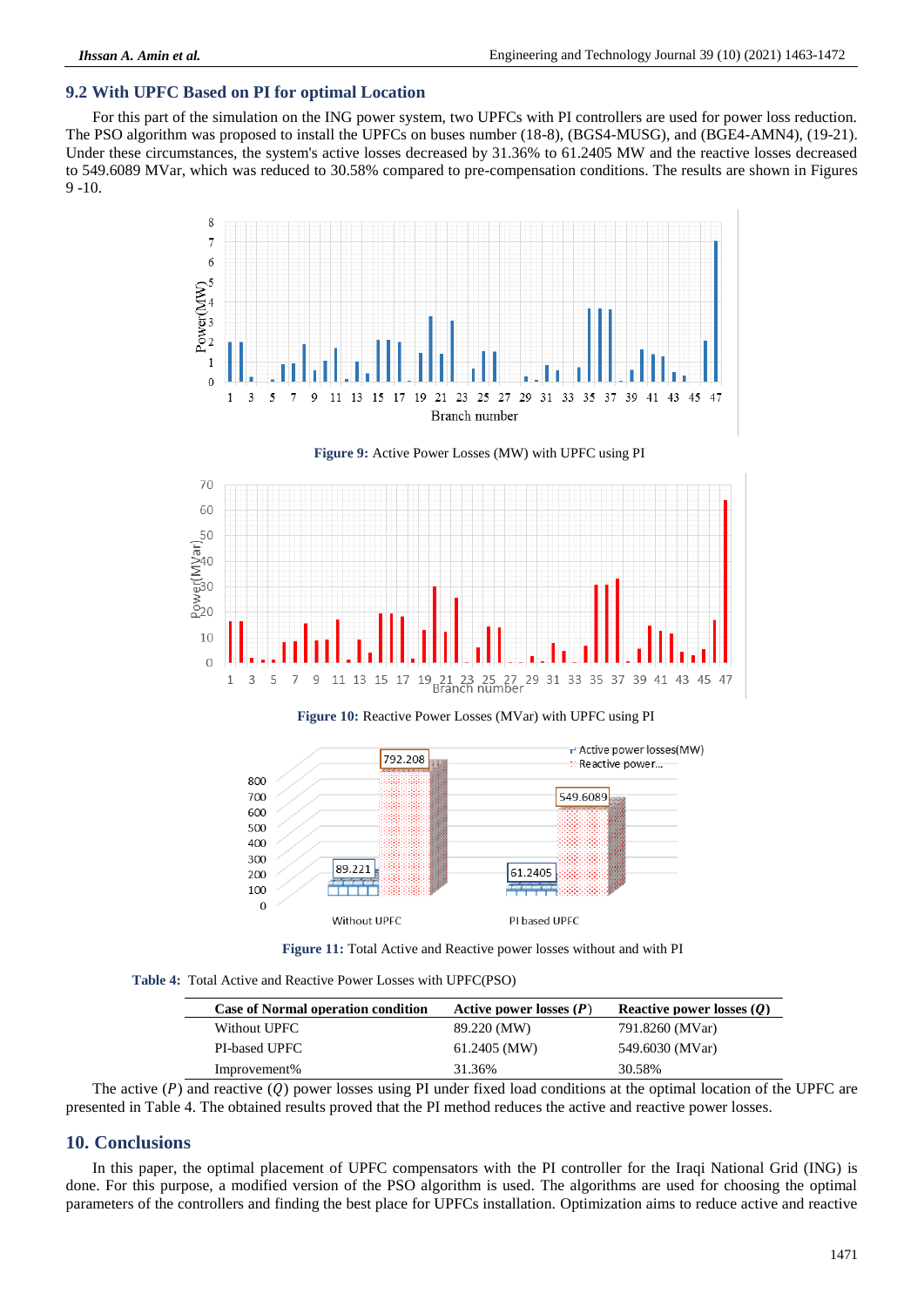## 9.2 With UPFC Based on PI for optimal Location

For this part of the simulation on the ING power system, two UPFCs with PI controllers are used for power loss reduction. The PSO algorithm was proposed to install the UPFCs on buses number (18-8), (BGS4-MUSG), and (BGE4-AMN4), (19-21). Under these circumstances, the system's active losses decreased by 31.36% to 61.2405 MW and the reactive losses decreased to 549.6089 MVar, which was reduced to 30.58% compared to pre-compensation conditions. The results are shown in Figures 9 -10.

**Figure 9:** Active Power Losses (MW) with UPFC using PI

**Figure 10:** Reactive Power Losses (MVar) with UPFC using PI

**Figure 11:** Total Active and Reactive power losses without and with PI

**Table 4:** Total Active and Reactive Power Losses with UPFC(PSO)

| Case of Normal operation condition | Active power losses ($P$) | Reactive power losses ($Q$) |
|---|---|---|
| Without UPFC | 89.220 (MW) | 791.8260 (MVar) |
| PI-based UPFC | 61.2405 (MW) | 549.6030 (MVar) |
| Improvement% | 31.36% | 30.58% |

The active ($P$) and reactive ($Q$) power losses using PI under fixed load conditions at the optimal location of the UPFC are presented in Table 4. The obtained results proved that the PI method reduces the active and reactive power losses.

## 10. Conclusions

In this paper, the optimal placement of UPFC compensators with the PI controller for the Iraqi National Grid (ING) is done. For this purpose, a modified version of the PSO algorithm is used. The algorithms are used for choosing the optimal parameters of the controllers and finding the best place for UPFCs installation. Optimization aims to reduce active and reactive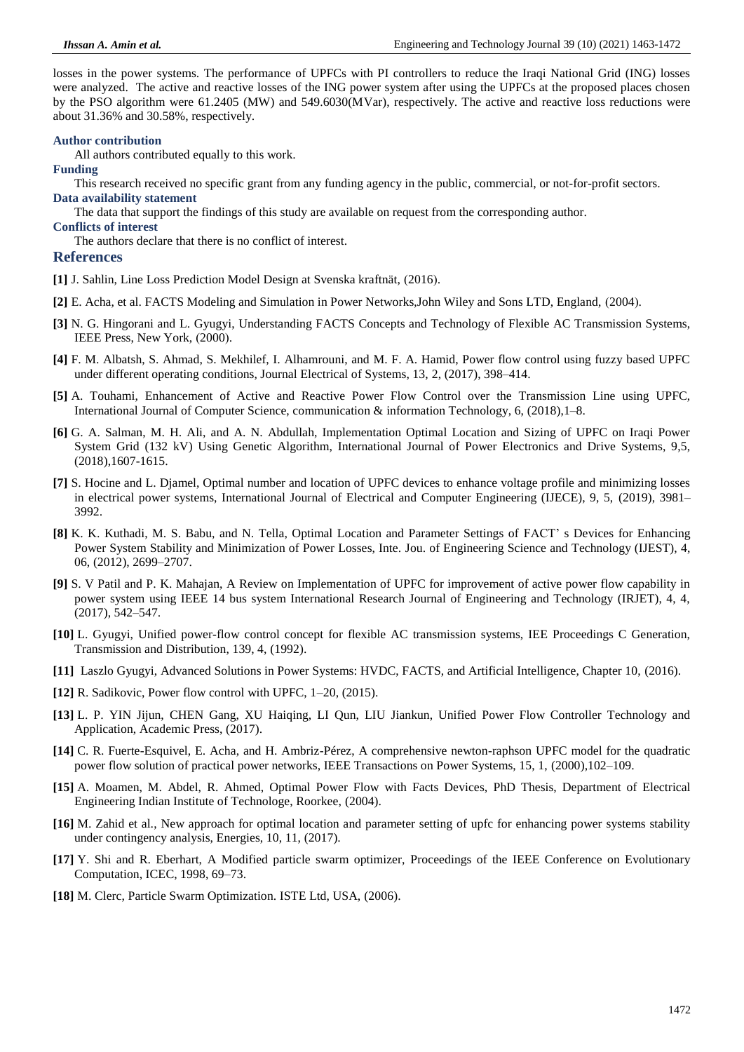losses in the power systems. The performance of UPFCs with PI controllers to reduce the Iraqi National Grid (ING) losses were analyzed. The active and reactive losses of the ING power system after using the UPFCs at the proposed places chosen by the PSO algorithm were 61.2405 (MW) and 549.6030(MVar), respectively. The active and reactive loss reductions were about 31.36% and 30.58%, respectively.

### Author contribution

All authors contributed equally to this work.

### Funding

This research received no specific grant from any funding agency in the public, commercial, or not-for-profit sectors.

### Data availability statement

The data that support the findings of this study are available on request from the corresponding author.

### Conflicts of interest

The authors declare that there is no conflict of interest.

## References

**[1]** J. Sahlin, Line Loss Prediction Model Design at Svenska kraftnät, (2016).

**[2]** E. Acha, et al. FACTS Modeling and Simulation in Power Networks,John Wiley and Sons LTD, England, (2004).

**[3]** N. G. Hingorani and L. Gyugyi, Understanding FACTS Concepts and Technology of Flexible AC Transmission Systems, IEEE Press, New York, (2000).

**[4]** F. M. Albatsh, S. Ahmad, S. Mekhilef, I. Alhamrouni, and M. F. A. Hamid, Power flow control using fuzzy based UPFC under different operating conditions, Journal Electrical of Systems, 13, 2, (2017), 398–414.

**[5]** A. Touhami, Enhancement of Active and Reactive Power Flow Control over the Transmission Line using UPFC, International Journal of Computer Science, communication & information Technology, 6, (2018),1–8.

**[6]** G. A. Salman, M. H. Ali, and A. N. Abdullah, Implementation Optimal Location and Sizing of UPFC on Iraqi Power System Grid (132 kV) Using Genetic Algorithm, International Journal of Power Electronics and Drive Systems, 9,5, (2018),1607-1615.

**[7]** S. Hocine and L. Djamel, Optimal number and location of UPFC devices to enhance voltage profile and minimizing losses in electrical power systems, International Journal of Electrical and Computer Engineering (IJECE), 9, 5, (2019), 3981–3992.

**[8]** K. K. Kuthadi, M. S. Babu, and N. Tella, Optimal Location and Parameter Settings of FACT' s Devices for Enhancing Power System Stability and Minimization of Power Losses, Inte. Jou. of Engineering Science and Technology (IJEST), 4, 06, (2012), 2699–2707.

**[9]** S. V Patil and P. K. Mahajan, A Review on Implementation of UPFC for improvement of active power flow capability in power system using IEEE 14 bus system International Research Journal of Engineering and Technology (IRJET), 4, 4, (2017), 542–547.

**[10]** L. Gyugyi, Unified power-flow control concept for flexible AC transmission systems, IEE Proceedings C Generation, Transmission and Distribution, 139, 4, (1992).

**[11]** Laszlo Gyugyi, Advanced Solutions in Power Systems: HVDC, FACTS, and Artificial Intelligence, Chapter 10, (2016).

**[12]** R. Sadikovic, Power flow control with UPFC, 1–20, (2015).

**[13]** L. P. YIN Jijun, CHEN Gang, XU Haiqing, LI Qun, LIU Jiankun, Unified Power Flow Controller Technology and Application, Academic Press, (2017).

**[14]** C. R. Fuerte-Esquivel, E. Acha, and H. Ambriz-Pérez, A comprehensive newton-raphson UPFC model for the quadratic power flow solution of practical power networks, IEEE Transactions on Power Systems, 15, 1, (2000),102–109.

**[15]** A. Moamen, M. Abdel, R. Ahmed, Optimal Power Flow with Facts Devices, PhD Thesis, Department of Electrical Engineering Indian Institute of Technologe, Roorkee, (2004).

**[16]** M. Zahid et al., New approach for optimal location and parameter setting of upfc for enhancing power systems stability under contingency analysis, Energies, 10, 11, (2017).

**[17]** Y. Shi and R. Eberhart, A Modified particle swarm optimizer, Proceedings of the IEEE Conference on Evolutionary Computation, ICEC, 1998, 69–73.

**[18]** M. Clerc, Particle Swarm Optimization. ISTE Ltd, USA, (2006).